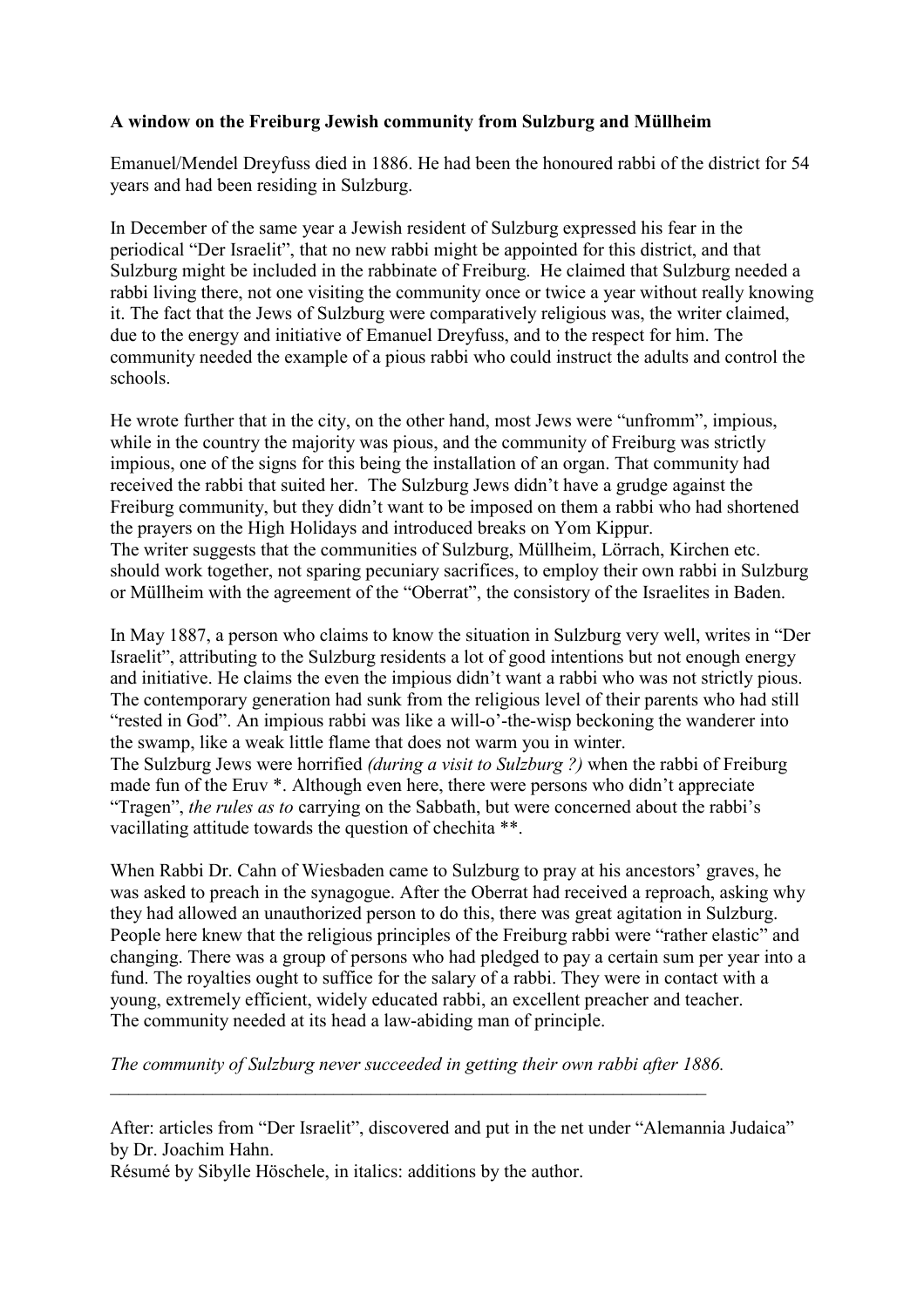**A window on the Freiburg Jewish community from Sulzburg and Müllheim**

Emanuel/Mendel Dreyfuss died in 1886. He had been the honoured rabbi of the district for 54 years and had been residing in Sulzburg.

In December of the same year a Jewish resident of Sulzburg expressed his fear in the periodical "Der Israelit", that no new rabbi might be appointed for this district, and that Sulzburg might be included in the rabbinate of Freiburg. He claimed that Sulzburg needed a rabbi living there, not one visiting the community once or twice a year without really knowing it. The fact that the Jews of Sulzburg were comparatively religious was, the writer claimed, due to the energy and initiative of Emanuel Dreyfuss, and to the respect for him. The community needed the example of a pious rabbi who could instruct the adults and control the schools.

He wrote further that in the city, on the other hand, most Jews were "unfromm", impious, while in the country the majority was pious, and the community of Freiburg was strictly impious, one of the signs for this being the installation of an organ. That community had received the rabbi that suited her. The Sulzburg Jews didn't have a grudge against the Freiburg community, but they didn't want to be imposed on them a rabbi who had shortened the prayers on the High Holidays and introduced breaks on Yom Kippur.
The writer suggests that the communities of Sulzburg, Müllheim, Lörrach, Kirchen etc. should work together, not sparing pecuniary sacrifices, to employ their own rabbi in Sulzburg or Müllheim with the agreement of the "Oberrat", the consistory of the Israelites in Baden.

In May 1887, a person who claims to know the situation in Sulzburg very well, writes in "Der Israelit", attributing to the Sulzburg residents a lot of good intentions but not enough energy and initiative. He claims the even the impious didn't want a rabbi who was not strictly pious. The contemporary generation had sunk from the religious level of their parents who had still "rested in God". An impious rabbi was like a will-o'-the-wisp beckoning the wanderer into the swamp, like a weak little flame that does not warm you in winter.
The Sulzburg Jews were horrified *(during a visit to Sulzburg ?)* when the rabbi of Freiburg made fun of the Eruv *. Although even here, there were persons who didn't appreciate "Tragen", *the rules as to* carrying on the Sabbath, but were concerned about the rabbi's vacillating attitude towards the question of chechita **.

When Rabbi Dr. Cahn of Wiesbaden came to Sulzburg to pray at his ancestors' graves, he was asked to preach in the synagogue. After the Oberrat had received a reproach, asking why they had allowed an unauthorized person to do this, there was great agitation in Sulzburg. People here knew that the religious principles of the Freiburg rabbi were "rather elastic" and changing. There was a group of persons who had pledged to pay a certain sum per year into a fund. The royalties ought to suffice for the salary of a rabbi. They were in contact with a young, extremely efficient, widely educated rabbi, an excellent preacher and teacher.
The community needed at its head a law-abiding man of principle.

*The community of Sulzburg never succeeded in getting their own rabbi after 1886.*

---

After: articles from "Der Israelit", discovered and put in the net under "Alemannia Judaica" by Dr. Joachim Hahn.
Résumé by Sibylle Höschele, in italics: additions by the author.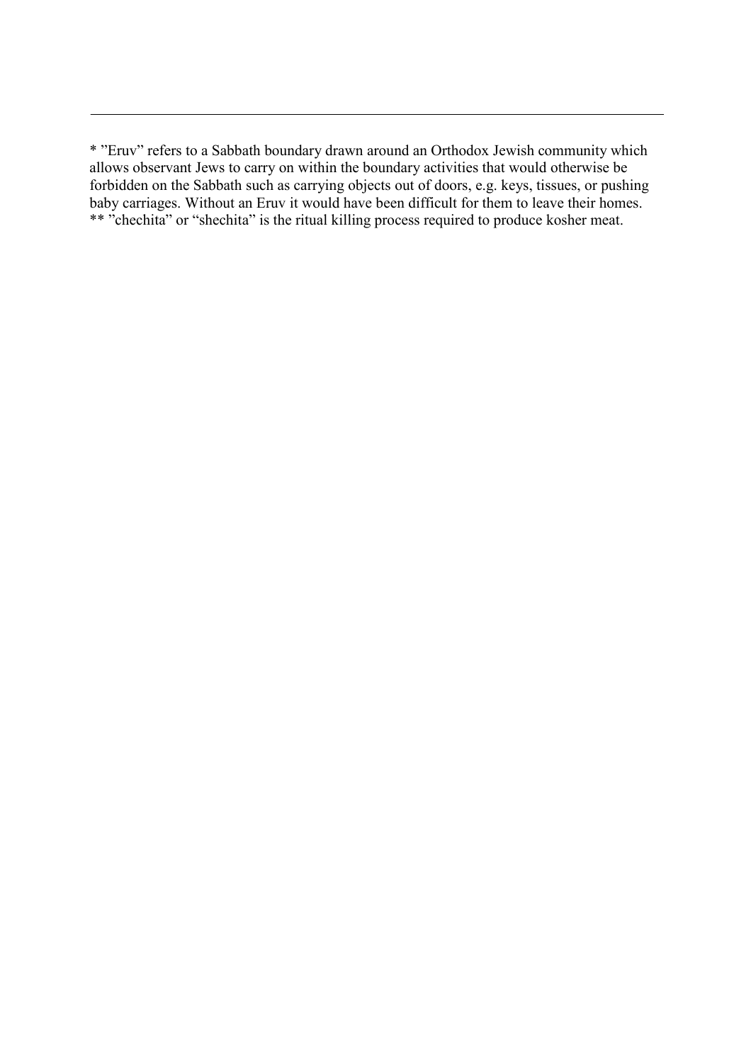---

* ”Eruv” refers to a Sabbath boundary drawn around an Orthodox Jewish community which allows observant Jews to carry on within the boundary activities that would otherwise be forbidden on the Sabbath such as carrying objects out of doors, e.g. keys, tissues, or pushing baby carriages. Without an Eruv it would have been difficult for them to leave their homes.
** ”chechita” or “shechita” is the ritual killing process required to produce kosher meat.